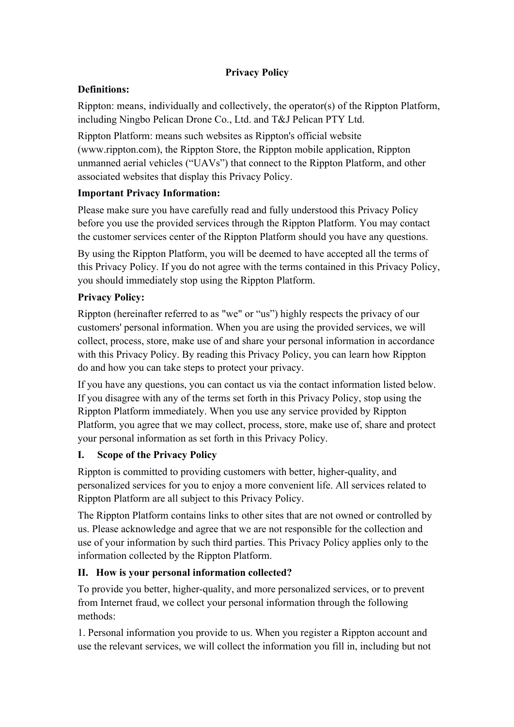# Privacy Policy

**Definitions:**

Rippton: means, individually and collectively, the operator(s) of the Rippton Platform, including Ningbo Pelican Drone Co., Ltd. and T&J Pelican PTY Ltd.

Rippton Platform: means such websites as Rippton's official website (www.rippton.com), the Rippton Store, the Rippton mobile application, Rippton unmanned aerial vehicles ("UAVs") that connect to the Rippton Platform, and other associated websites that display this Privacy Policy.

**Important Privacy Information:**

Please make sure you have carefully read and fully understood this Privacy Policy before you use the provided services through the Rippton Platform. You may contact the customer services center of the Rippton Platform should you have any questions.

By using the Rippton Platform, you will be deemed to have accepted all the terms of this Privacy Policy. If you do not agree with the terms contained in this Privacy Policy, you should immediately stop using the Rippton Platform.

**Privacy Policy:**

Rippton (hereinafter referred to as "we" or "us") highly respects the privacy of our customers' personal information. When you are using the provided services, we will collect, process, store, make use of and share your personal information in accordance with this Privacy Policy. By reading this Privacy Policy, you can learn how Rippton do and how you can take steps to protect your privacy.

If you have any questions, you can contact us via the contact information listed below. If you disagree with any of the terms set forth in this Privacy Policy, stop using the Rippton Platform immediately. When you use any service provided by Rippton Platform, you agree that we may collect, process, store, make use of, share and protect your personal information as set forth in this Privacy Policy.

## I. Scope of the Privacy Policy

Rippton is committed to providing customers with better, higher-quality, and personalized services for you to enjoy a more convenient life. All services related to Rippton Platform are all subject to this Privacy Policy.

The Rippton Platform contains links to other sites that are not owned or controlled by us. Please acknowledge and agree that we are not responsible for the collection and use of your information by such third parties. This Privacy Policy applies only to the information collected by the Rippton Platform.

## II. How is your personal information collected?

To provide you better, higher-quality, and more personalized services, or to prevent from Internet fraud, we collect your personal information through the following methods:

1. Personal information you provide to us. When you register a Rippton account and use the relevant services, we will collect the information you fill in, including but not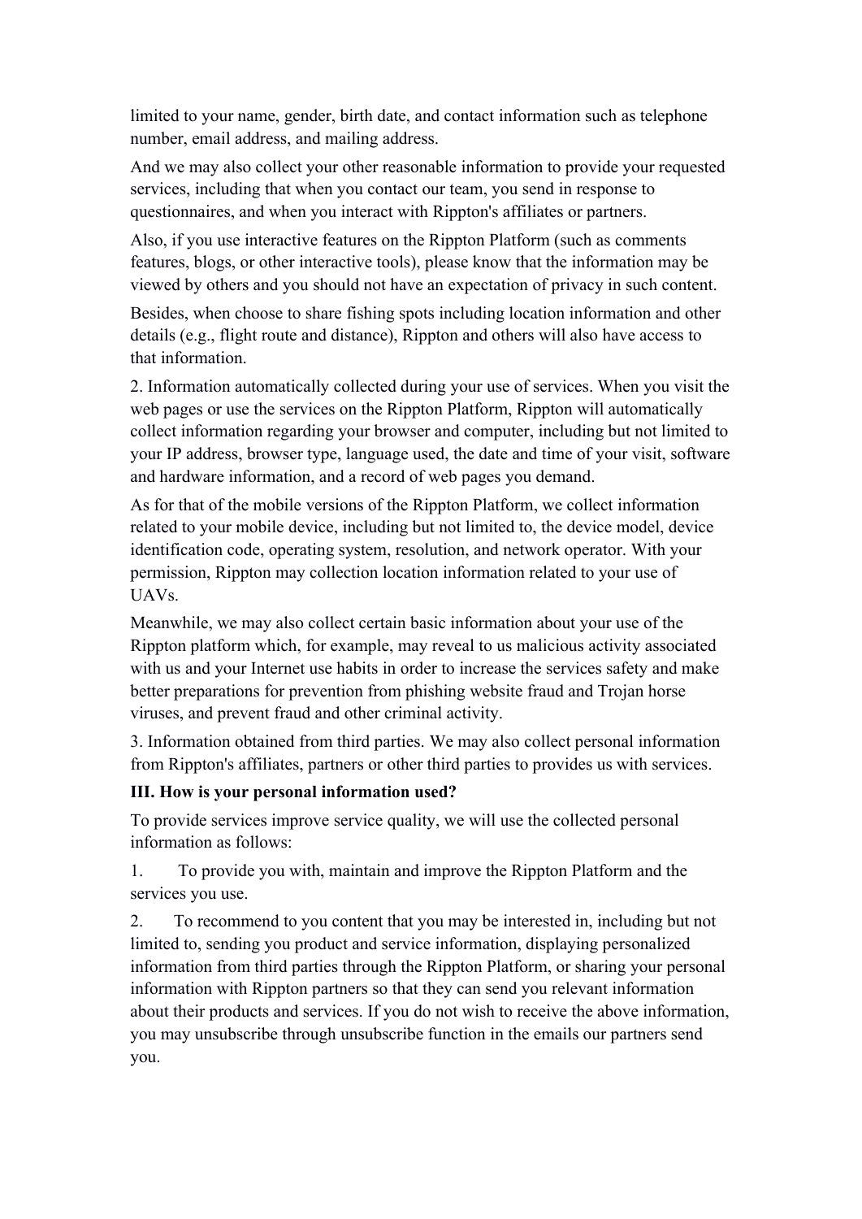limited to your name, gender, birth date, and contact information such as telephone number, email address, and mailing address.

And we may also collect your other reasonable information to provide your requested services, including that when you contact our team, you send in response to questionnaires, and when you interact with Rippton's affiliates or partners.

Also, if you use interactive features on the Rippton Platform (such as comments features, blogs, or other interactive tools), please know that the information may be viewed by others and you should not have an expectation of privacy in such content.

Besides, when choose to share fishing spots including location information and other details (e.g., flight route and distance), Rippton and others will also have access to that information.

2. Information automatically collected during your use of services. When you visit the web pages or use the services on the Rippton Platform, Rippton will automatically collect information regarding your browser and computer, including but not limited to your IP address, browser type, language used, the date and time of your visit, software and hardware information, and a record of web pages you demand.

As for that of the mobile versions of the Rippton Platform, we collect information related to your mobile device, including but not limited to, the device model, device identification code, operating system, resolution, and network operator. With your permission, Rippton may collection location information related to your use of UAVs.

Meanwhile, we may also collect certain basic information about your use of the Rippton platform which, for example, may reveal to us malicious activity associated with us and your Internet use habits in order to increase the services safety and make better preparations for prevention from phishing website fraud and Trojan horse viruses, and prevent fraud and other criminal activity.

3. Information obtained from third parties. We may also collect personal information from Rippton's affiliates, partners or other third parties to provides us with services.

**III. How is your personal information used?**

To provide services improve service quality, we will use the collected personal information as follows:

1. To provide you with, maintain and improve the Rippton Platform and the services you use.

2. To recommend to you content that you may be interested in, including but not limited to, sending you product and service information, displaying personalized information from third parties through the Rippton Platform, or sharing your personal information with Rippton partners so that they can send you relevant information about their products and services. If you do not wish to receive the above information, you may unsubscribe through unsubscribe function in the emails our partners send you.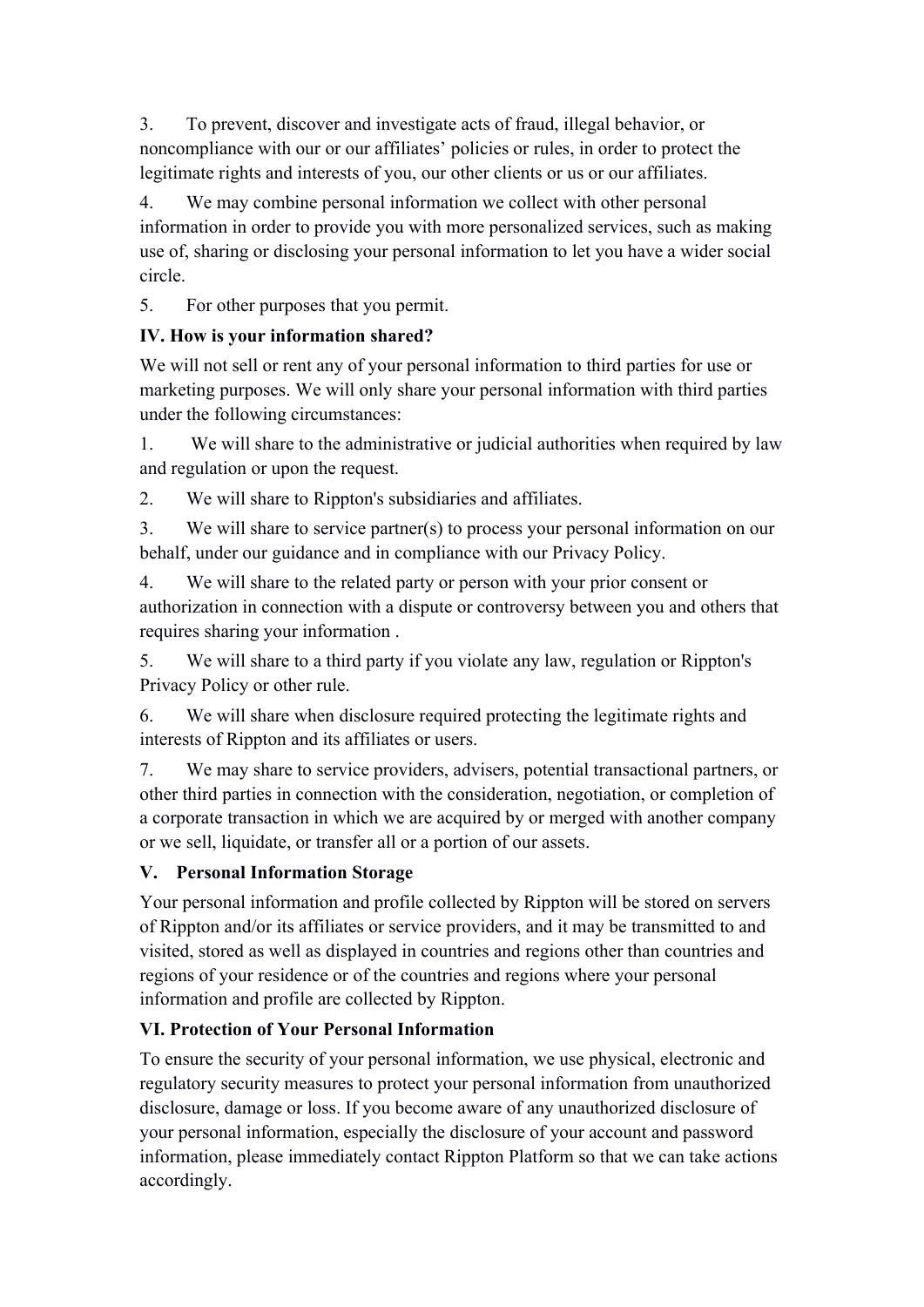3. To prevent, discover and investigate acts of fraud, illegal behavior, or noncompliance with our or our affiliates' policies or rules, in order to protect the legitimate rights and interests of you, our other clients or us or our affiliates.

4. We may combine personal information we collect with other personal information in order to provide you with more personalized services, such as making use of, sharing or disclosing your personal information to let you have a wider social circle.

5. For other purposes that you permit.

## IV. How is your information shared?

We will not sell or rent any of your personal information to third parties for use or marketing purposes. We will only share your personal information with third parties under the following circumstances:

1. We will share to the administrative or judicial authorities when required by law and regulation or upon the request.

2. We will share to Rippton's subsidiaries and affiliates.

3. We will share to service partner(s) to process your personal information on our behalf, under our guidance and in compliance with our Privacy Policy.

4. We will share to the related party or person with your prior consent or authorization in connection with a dispute or controversy between you and others that requires sharing your information .

5. We will share to a third party if you violate any law, regulation or Rippton's Privacy Policy or other rule.

6. We will share when disclosure required protecting the legitimate rights and interests of Rippton and its affiliates or users.

7. We may share to service providers, advisers, potential transactional partners, or other third parties in connection with the consideration, negotiation, or completion of a corporate transaction in which we are acquired by or merged with another company or we sell, liquidate, or transfer all or a portion of our assets.

## V. Personal Information Storage

Your personal information and profile collected by Rippton will be stored on servers of Rippton and/or its affiliates or service providers, and it may be transmitted to and visited, stored as well as displayed in countries and regions other than countries and regions of your residence or of the countries and regions where your personal information and profile are collected by Rippton.

## VI. Protection of Your Personal Information

To ensure the security of your personal information, we use physical, electronic and regulatory security measures to protect your personal information from unauthorized disclosure, damage or loss. If you become aware of any unauthorized disclosure of your personal information, especially the disclosure of your account and password information, please immediately contact Rippton Platform so that we can take actions accordingly.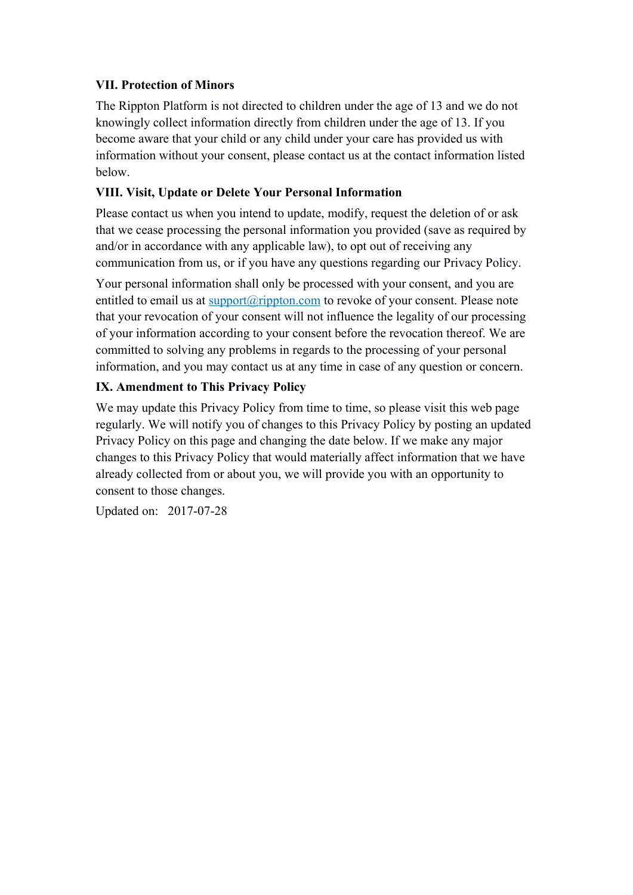**VII. Protection of Minors**

The Rippton Platform is not directed to children under the age of 13 and we do not knowingly collect information directly from children under the age of 13. If you become aware that your child or any child under your care has provided us with information without your consent, please contact us at the contact information listed below.

**VIII. Visit, Update or Delete Your Personal Information**

Please contact us when you intend to update, modify, request the deletion of or ask that we cease processing the personal information you provided (save as required by and/or in accordance with any applicable law), to opt out of receiving any communication from us, or if you have any questions regarding our Privacy Policy.

Your personal information shall only be processed with your consent, and you are entitled to email us at [support@rippton.com](mailto:support@rippton.com) to revoke of your consent. Please note that your revocation of your consent will not influence the legality of our processing of your information according to your consent before the revocation thereof. We are committed to solving any problems in regards to the processing of your personal information, and you may contact us at any time in case of any question or concern.

**IX. Amendment to This Privacy Policy**

We may update this Privacy Policy from time to time, so please visit this web page regularly. We will notify you of changes to this Privacy Policy by posting an updated Privacy Policy on this page and changing the date below. If we make any major changes to this Privacy Policy that would materially affect information that we have already collected from or about you, we will provide you with an opportunity to consent to those changes.

Updated on: 2017-07-28